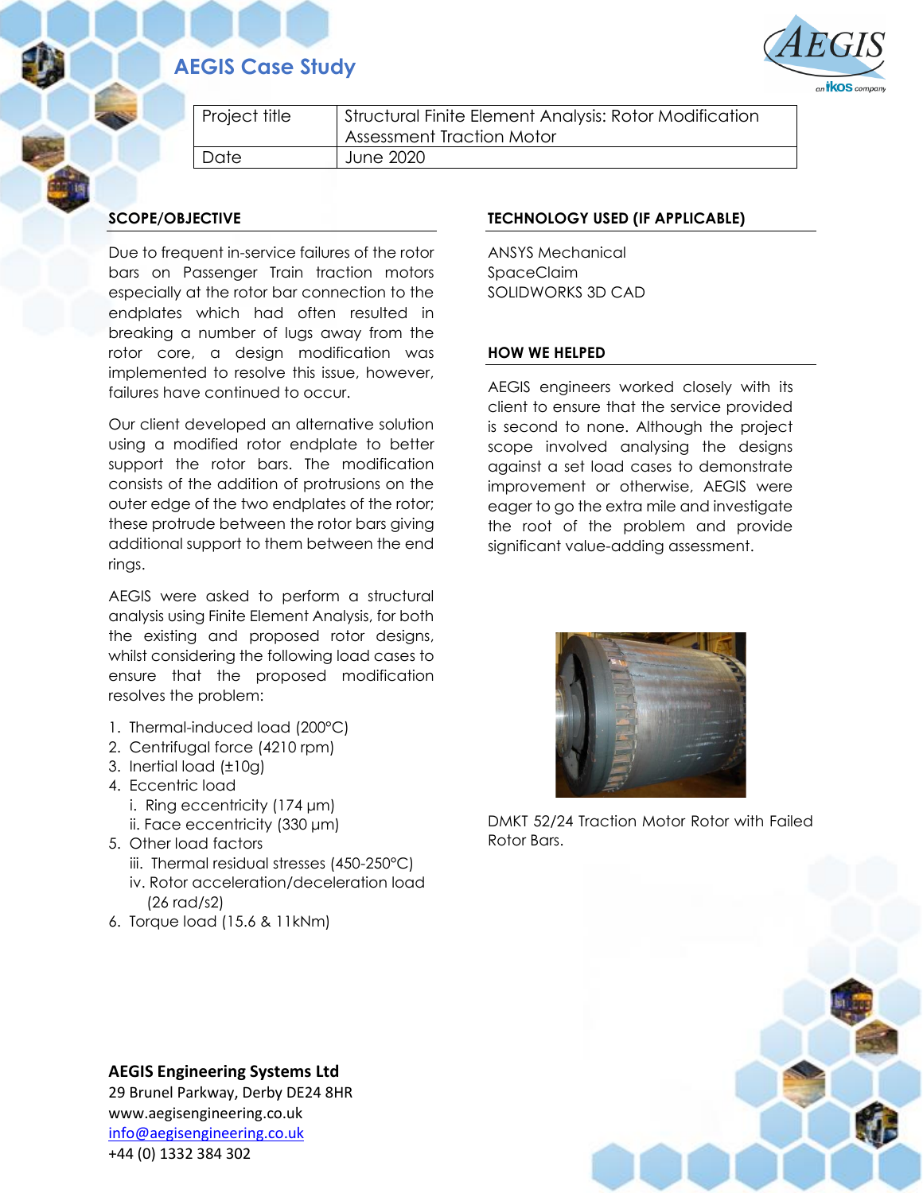# AEGIS Case Study

| Project title | Structural Finite Element Analysis: Rotor Modification Assessment Traction Motor |
| --- | --- |
| Date | June 2020 |

## SCOPE/OBJECTIVE

Due to frequent in-service failures of the rotor bars on Passenger Train traction motors especially at the rotor bar connection to the endplates which had often resulted in breaking a number of lugs away from the rotor core, a design modification was implemented to resolve this issue, however, failures have continued to occur.

Our client developed an alternative solution using a modified rotor endplate to better support the rotor bars. The modification consists of the addition of protrusions on the outer edge of the two endplates of the rotor; these protrude between the rotor bars giving additional support to them between the end rings.

AEGIS were asked to perform a structural analysis using Finite Element Analysis, for both the existing and proposed rotor designs, whilst considering the following load cases to ensure that the proposed modification resolves the problem:

1. Thermal-induced load (200°C)
2. Centrifugal force (4210 rpm)
3. Inertial load (±10g)
4. Eccentric load
   i. Ring eccentricity (174 μm)
   ii. Face eccentricity (330 μm)
5. Other load factors
   iii. Thermal residual stresses (450-250°C)
   iv. Rotor acceleration/deceleration load (26 rad/s2)
6. Torque load (15.6 & 11kNm)

## TECHNOLOGY USED (IF APPLICABLE)

ANSYS Mechanical
SpaceClaim
SOLIDWORKS 3D CAD

## HOW WE HELPED

AEGIS engineers worked closely with its client to ensure that the service provided is second to none. Although the project scope involved analysing the designs against a set load cases to demonstrate improvement or otherwise, AEGIS were eager to go the extra mile and investigate the root of the problem and provide significant value-adding assessment.

DMKT 52/24 Traction Motor Rotor with Failed Rotor Bars.

**AEGIS Engineering Systems Ltd**
29 Brunel Parkway, Derby DE24 8HR
www.aegisengineering.co.uk
info@aegisengineering.co.uk
+44 (0) 1332 384 302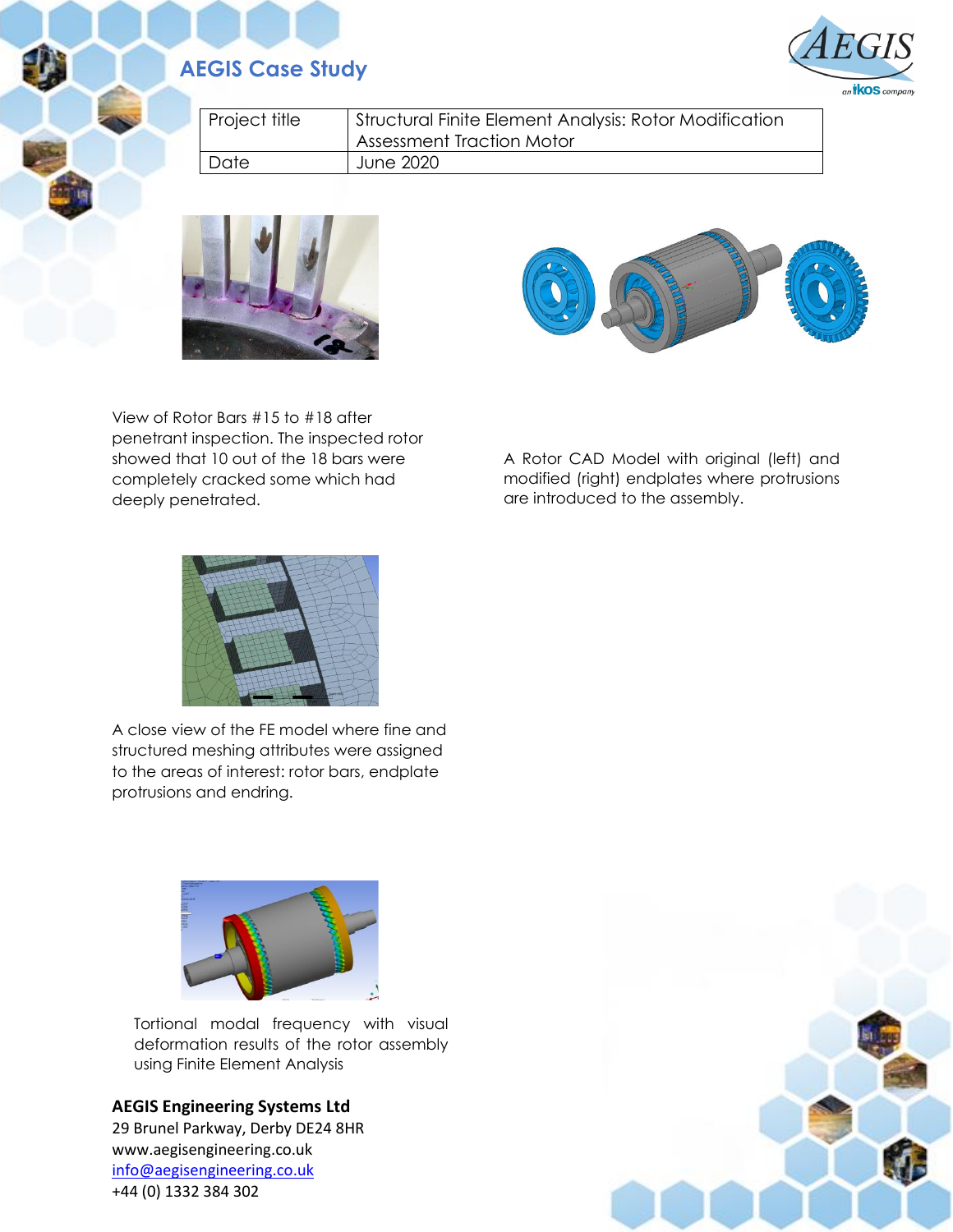## AEGIS Case Study

| Project title | Structural Finite Element Analysis: Rotor Modification Assessment Traction Motor |
|---|---|
| Date | June 2020 |

View of Rotor Bars #15 to #18 after penetrant inspection. The inspected rotor showed that 10 out of the 18 bars were completely cracked some which had deeply penetrated.

A Rotor CAD Model with original (left) and modified (right) endplates where protrusions are introduced to the assembly.

A close view of the FE model where fine and structured meshing attributes were assigned to the areas of interest: rotor bars, endplate protrusions and endring.

Tortional modal frequency with visual deformation results of the rotor assembly using Finite Element Analysis

**AEGIS Engineering Systems Ltd**
29 Brunel Parkway, Derby DE24 8HR
www.aegisengineering.co.uk
info@aegisengineering.co.uk
+44 (0) 1332 384 302